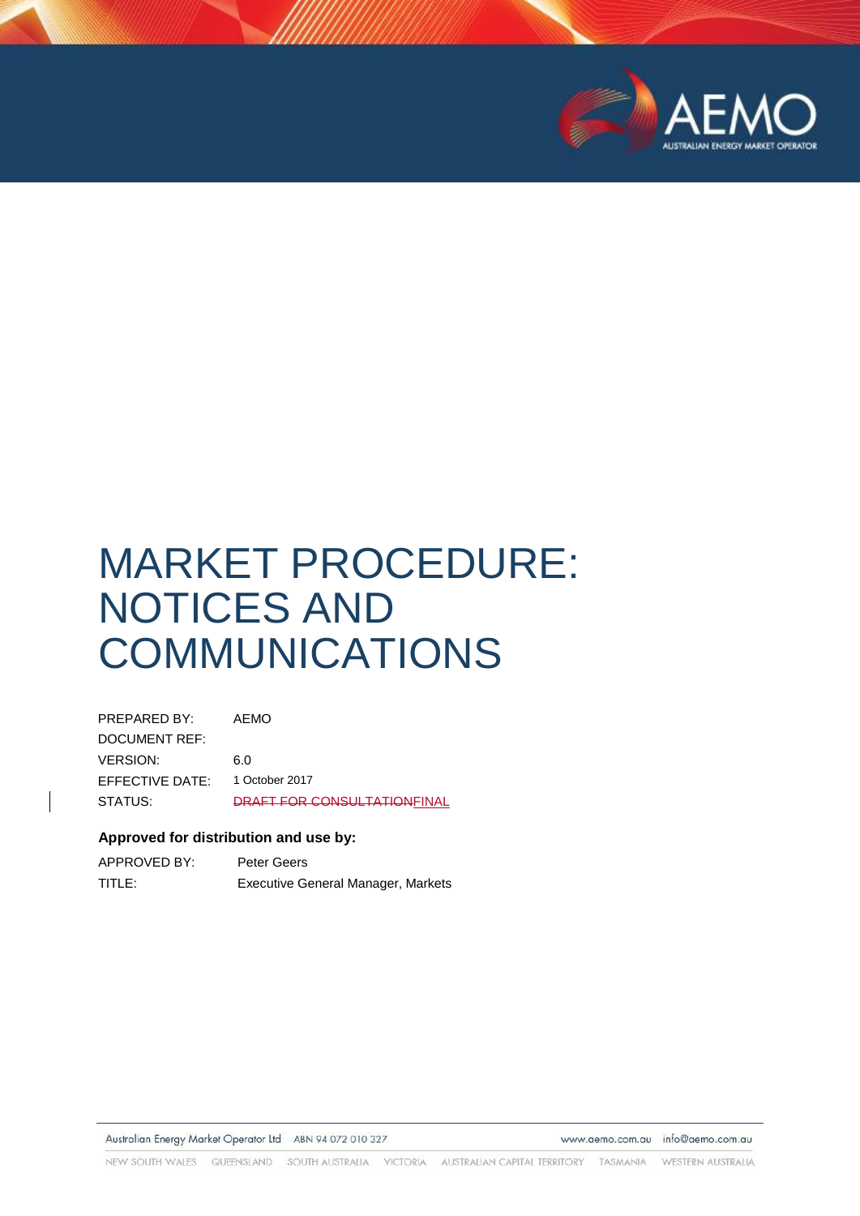# MARKET PROCEDURE: NOTICES AND COMMUNICATIONS

| | |
|---|---|
| PREPARED BY: | AEMO |
| DOCUMENT REF: | |
| VERSION: | 6.0 |
| EFFECTIVE DATE: | 1 October 2017 |
| STATUS: | ~~DRAFT FOR CONSULTATION~~FINAL |

**Approved for distribution and use by:**

| | |
|---|---|
| APPROVED BY: | Peter Geers |
| TITLE: | Executive General Manager, Markets |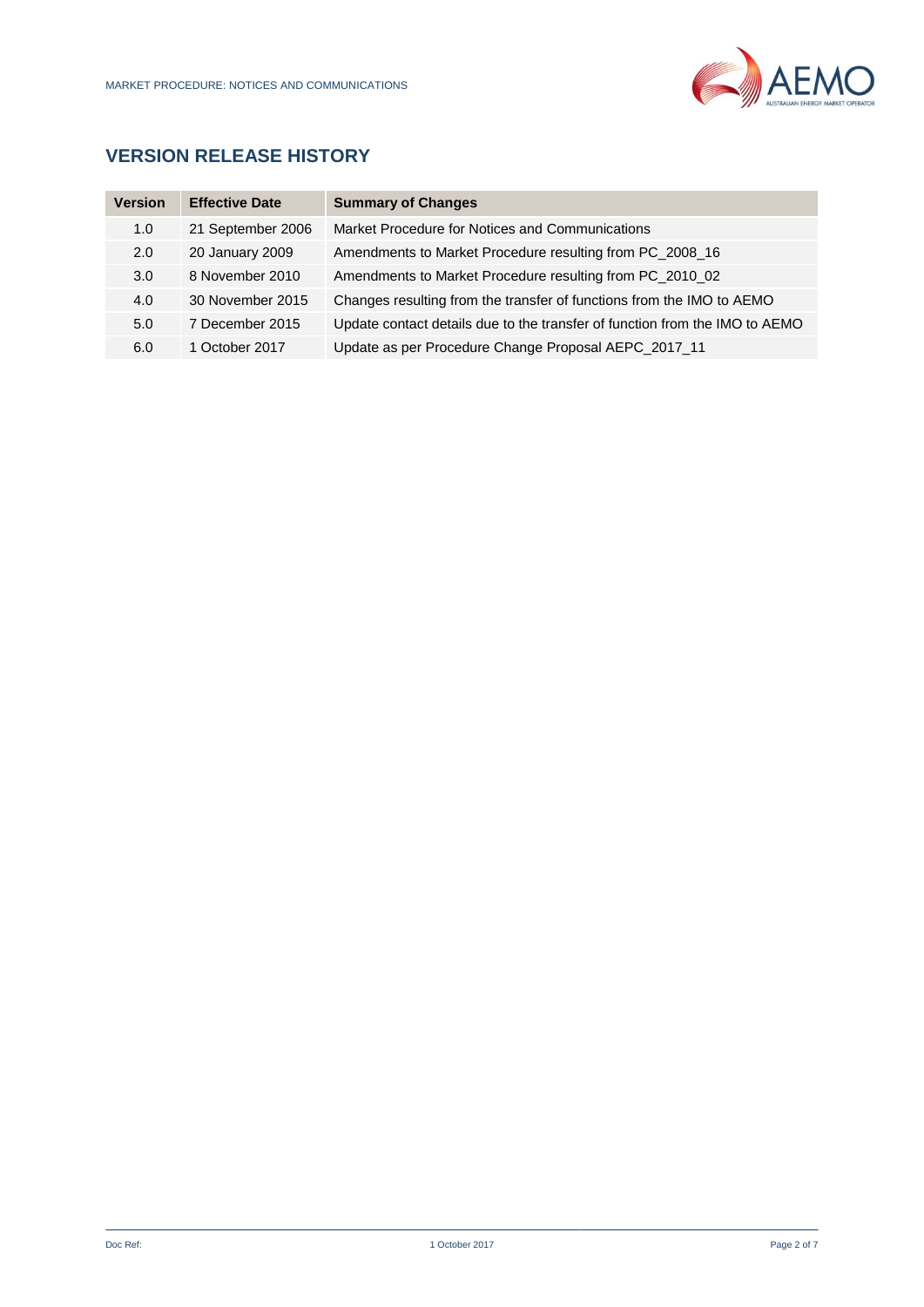## VERSION RELEASE HISTORY

| Version | Effective Date | Summary of Changes |
|---|---|---|
| 1.0 | 21 September 2006 | Market Procedure for Notices and Communications |
| 2.0 | 20 January 2009 | Amendments to Market Procedure resulting from PC_2008_16 |
| 3.0 | 8 November 2010 | Amendments to Market Procedure resulting from PC_2010_02 |
| 4.0 | 30 November 2015 | Changes resulting from the transfer of functions from the IMO to AEMO |
| 5.0 | 7 December 2015 | Update contact details due to the transfer of function from the IMO to AEMO |
| 6.0 | 1 October 2017 | Update as per Procedure Change Proposal AEPC_2017_11 |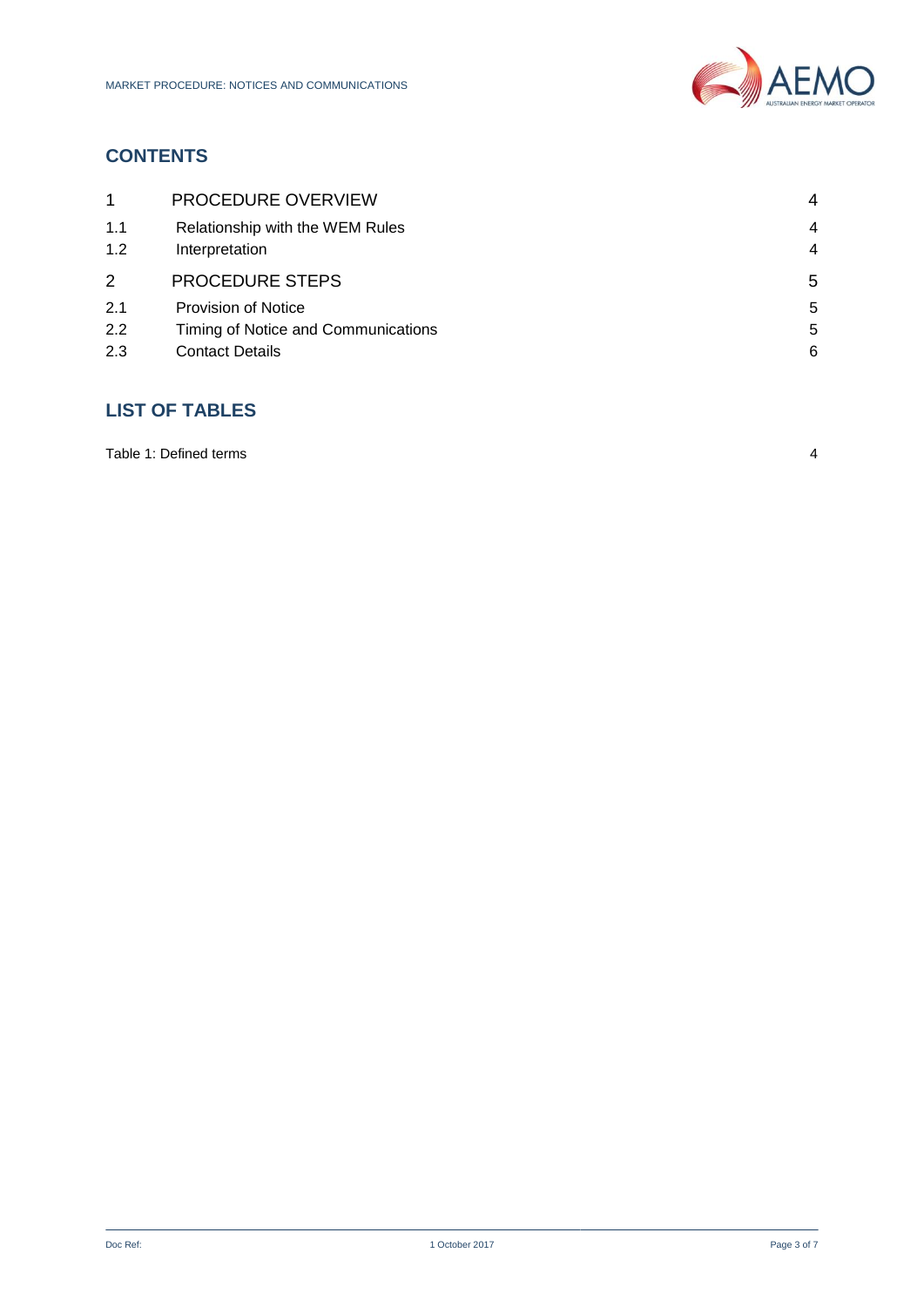## CONTENTS

| | | |
|---|---|---|
| 1 | PROCEDURE OVERVIEW | 4 |
| 1.1 | Relationship with the WEM Rules | 4 |
| 1.2 | Interpretation | 4 |
| 2 | PROCEDURE STEPS | 5 |
| 2.1 | Provision of Notice | 5 |
| 2.2 | Timing of Notice and Communications | 5 |
| 2.3 | Contact Details | 6 |

## LIST OF TABLES

| | |
|---|---|
| Table 1: Defined terms | 4 |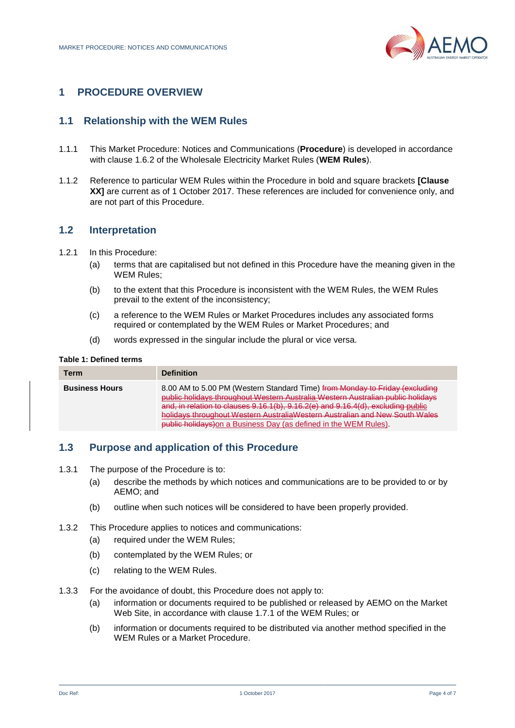# 1 PROCEDURE OVERVIEW

## 1.1 Relationship with the WEM Rules

1.1.1 This Market Procedure: Notices and Communications (**Procedure**) is developed in accordance with clause 1.6.2 of the Wholesale Electricity Market Rules (**WEM Rules**).

1.1.2 Reference to particular WEM Rules within the Procedure in bold and square brackets **[Clause XX]** are current as of 1 October 2017. These references are included for convenience only, and are not part of this Procedure.

## 1.2 Interpretation

1.2.1 In this Procedure:

(a) terms that are capitalised but not defined in this Procedure have the meaning given in the WEM Rules;

(b) to the extent that this Procedure is inconsistent with the WEM Rules, the WEM Rules prevail to the extent of the inconsistency;

(c) a reference to the WEM Rules or Market Procedures includes any associated forms required or contemplated by the WEM Rules or Market Procedures; and

(d) words expressed in the singular include the plural or vice versa.

**Table 1: Defined terms**

| Term | Definition |
|---|---|
| **Business Hours** | 8.00 AM to 5.00 PM (Western Standard Time) ~~from Monday to Friday (excluding public holidays throughout Western Australia Western Australian public holidays and, in relation to clauses 9.16.1(b), 9.16.2(e) and 9.16.4(d), excluding public holidays throughout Western Australia~~~~Western Australian and New South Wales public holidays)~~on a Business Day (as defined in the WEM Rules). |

## 1.3 Purpose and application of this Procedure

1.3.1 The purpose of the Procedure is to:

(a) describe the methods by which notices and communications are to be provided to or by AEMO; and

(b) outline when such notices will be considered to have been properly provided.

1.3.2 This Procedure applies to notices and communications:

(a) required under the WEM Rules;

(b) contemplated by the WEM Rules; or

(c) relating to the WEM Rules.

1.3.3 For the avoidance of doubt, this Procedure does not apply to:

(a) information or documents required to be published or released by AEMO on the Market Web Site, in accordance with clause 1.7.1 of the WEM Rules; or

(b) information or documents required to be distributed via another method specified in the WEM Rules or a Market Procedure.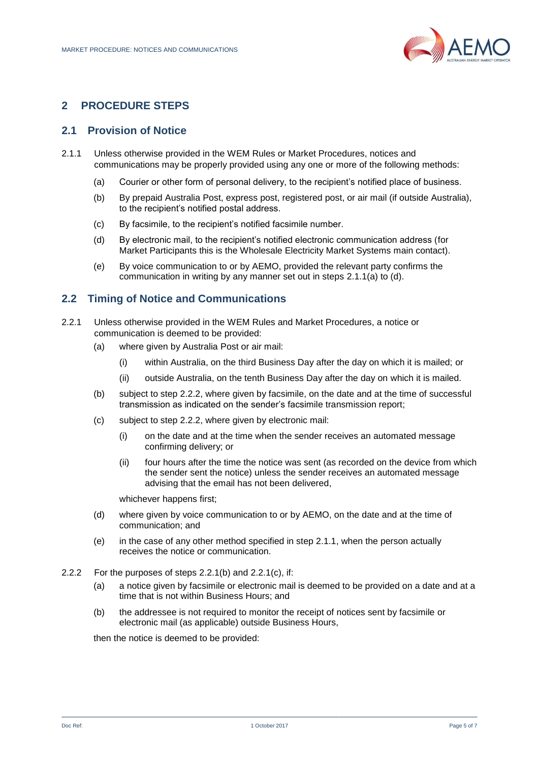## 2 PROCEDURE STEPS

### 2.1 Provision of Notice

2.1.1 Unless otherwise provided in the WEM Rules or Market Procedures, notices and communications may be properly provided using any one or more of the following methods:

(a) Courier or other form of personal delivery, to the recipient's notified place of business.

(b) By prepaid Australia Post, express post, registered post, or air mail (if outside Australia), to the recipient's notified postal address.

(c) By facsimile, to the recipient's notified facsimile number.

(d) By electronic mail, to the recipient's notified electronic communication address (for Market Participants this is the Wholesale Electricity Market Systems main contact).

(e) By voice communication to or by AEMO, provided the relevant party confirms the communication in writing by any manner set out in steps 2.1.1(a) to (d).

### 2.2 Timing of Notice and Communications

2.2.1 Unless otherwise provided in the WEM Rules and Market Procedures, a notice or communication is deemed to be provided:

(a) where given by Australia Post or air mail:

(i) within Australia, on the third Business Day after the day on which it is mailed; or

(ii) outside Australia, on the tenth Business Day after the day on which it is mailed.

(b) subject to step 2.2.2, where given by facsimile, on the date and at the time of successful transmission as indicated on the sender's facsimile transmission report;

(c) subject to step 2.2.2, where given by electronic mail:

(i) on the date and at the time when the sender receives an automated message confirming delivery; or

(ii) four hours after the time the notice was sent (as recorded on the device from which the sender sent the notice) unless the sender receives an automated message advising that the email has not been delivered,

whichever happens first;

(d) where given by voice communication to or by AEMO, on the date and at the time of communication; and

(e) in the case of any other method specified in step 2.1.1, when the person actually receives the notice or communication.

2.2.2 For the purposes of steps 2.2.1(b) and 2.2.1(c), if:

(a) a notice given by facsimile or electronic mail is deemed to be provided on a date and at a time that is not within Business Hours; and

(b) the addressee is not required to monitor the receipt of notices sent by facsimile or electronic mail (as applicable) outside Business Hours,

then the notice is deemed to be provided: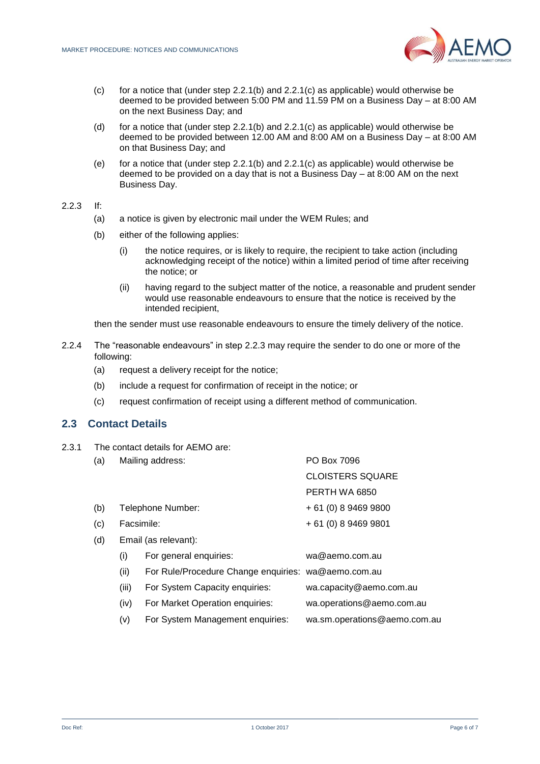(c) for a notice that (under step 2.2.1(b) and 2.2.1(c) as applicable) would otherwise be deemed to be provided between 5:00 PM and 11.59 PM on a Business Day – at 8:00 AM on the next Business Day; and

(d) for a notice that (under step 2.2.1(b) and 2.2.1(c) as applicable) would otherwise be deemed to be provided between 12.00 AM and 8:00 AM on a Business Day – at 8:00 AM on that Business Day; and

(e) for a notice that (under step 2.2.1(b) and 2.2.1(c) as applicable) would otherwise be deemed to be provided on a day that is not a Business Day – at 8:00 AM on the next Business Day.

2.2.3 If:

(a) a notice is given by electronic mail under the WEM Rules; and

(b) either of the following applies:

(i) the notice requires, or is likely to require, the recipient to take action (including acknowledging receipt of the notice) within a limited period of time after receiving the notice; or

(ii) having regard to the subject matter of the notice, a reasonable and prudent sender would use reasonable endeavours to ensure that the notice is received by the intended recipient,

then the sender must use reasonable endeavours to ensure the timely delivery of the notice.

2.2.4 The "reasonable endeavours" in step 2.2.3 may require the sender to do one or more of the following:

(a) request a delivery receipt for the notice;

(b) include a request for confirmation of receipt in the notice; or

(c) request confirmation of receipt using a different method of communication.

## 2.3 Contact Details

2.3.1 The contact details for AEMO are:

(a) Mailing address: PO Box 7096
CLOISTERS SQUARE
PERTH WA 6850

(b) Telephone Number: + 61 (0) 8 9469 9800

(c) Facsimile: + 61 (0) 8 9469 9801

(d) Email (as relevant):

(i) For general enquiries: wa@aemo.com.au

(ii) For Rule/Procedure Change enquiries: wa@aemo.com.au

(iii) For System Capacity enquiries: wa.capacity@aemo.com.au

(iv) For Market Operation enquiries: wa.operations@aemo.com.au

(v) For System Management enquiries: wa.sm.operations@aemo.com.au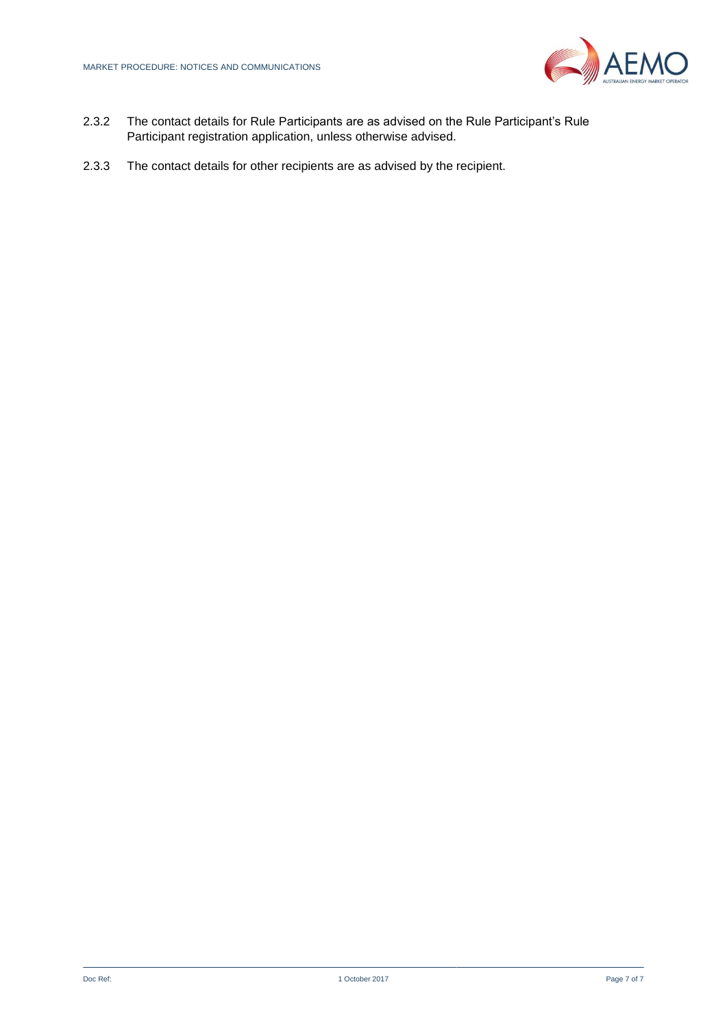2.3.2 The contact details for Rule Participants are as advised on the Rule Participant's Rule Participant registration application, unless otherwise advised.

2.3.3 The contact details for other recipients are as advised by the recipient.